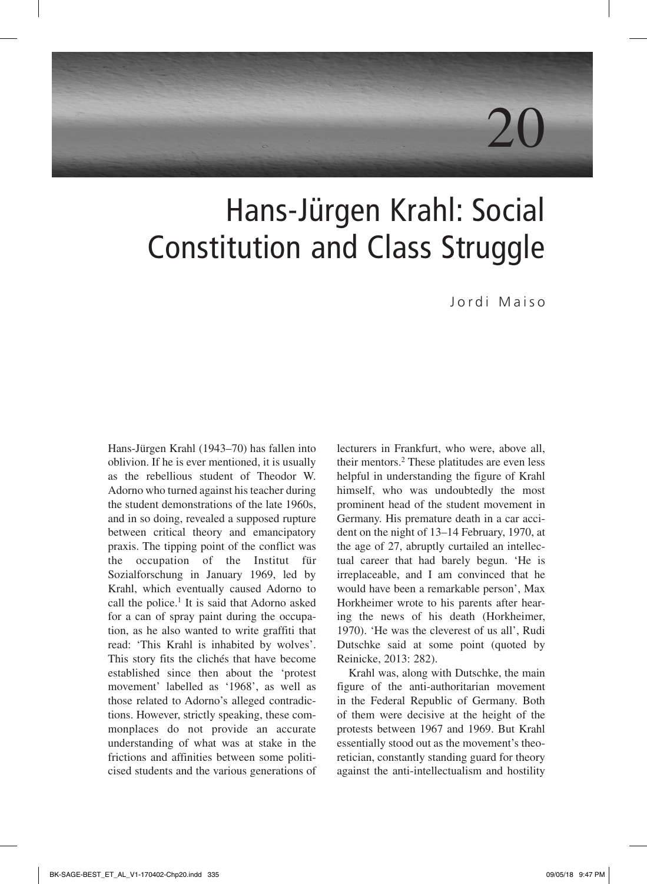# 20

# Hans-Jürgen Krahl: Social Constitution and Class Struggle

Jordi Maiso

Hans-Jürgen Krahl (1943–70) has fallen into oblivion. If he is ever mentioned, it is usually as the rebellious student of Theodor W. Adorno who turned against his teacher during the student demonstrations of the late 1960s, and in so doing, revealed a supposed rupture between critical theory and emancipatory praxis. The tipping point of the conflict was the occupation of the Institut für Sozialforschung in January 1969, led by Krahl, which eventually caused Adorno to call the police.[1] It is said that Adorno asked for a can of spray paint during the occupation, as he also wanted to write graffiti that read: 'This Krahl is inhabited by wolves'. This story fits the clichés that have become established since then about the 'protest movement' labelled as '1968', as well as those related to Adorno's alleged contradictions. However, strictly speaking, these commonplaces do not provide an accurate understanding of what was at stake in the frictions and affinities between some politicised students and the various generations of lecturers in Frankfurt, who were, above all, their mentors.[2] These platitudes are even less helpful in understanding the figure of Krahl himself, who was undoubtedly the most prominent head of the student movement in Germany. His premature death in a car accident on the night of 13–14 February, 1970, at the age of 27, abruptly curtailed an intellectual career that had barely begun. 'He is irreplaceable, and I am convinced that he would have been a remarkable person', Max Horkheimer wrote to his parents after hearing the news of his death (Horkheimer, 1970). 'He was the cleverest of us all', Rudi Dutschke said at some point (quoted by Reinicke, 2013: 282).

Krahl was, along with Dutschke, the main figure of the anti-authoritarian movement in the Federal Republic of Germany. Both of them were decisive at the height of the protests between 1967 and 1969. But Krahl essentially stood out as the movement's theoretician, constantly standing guard for theory against the anti-intellectualism and hostility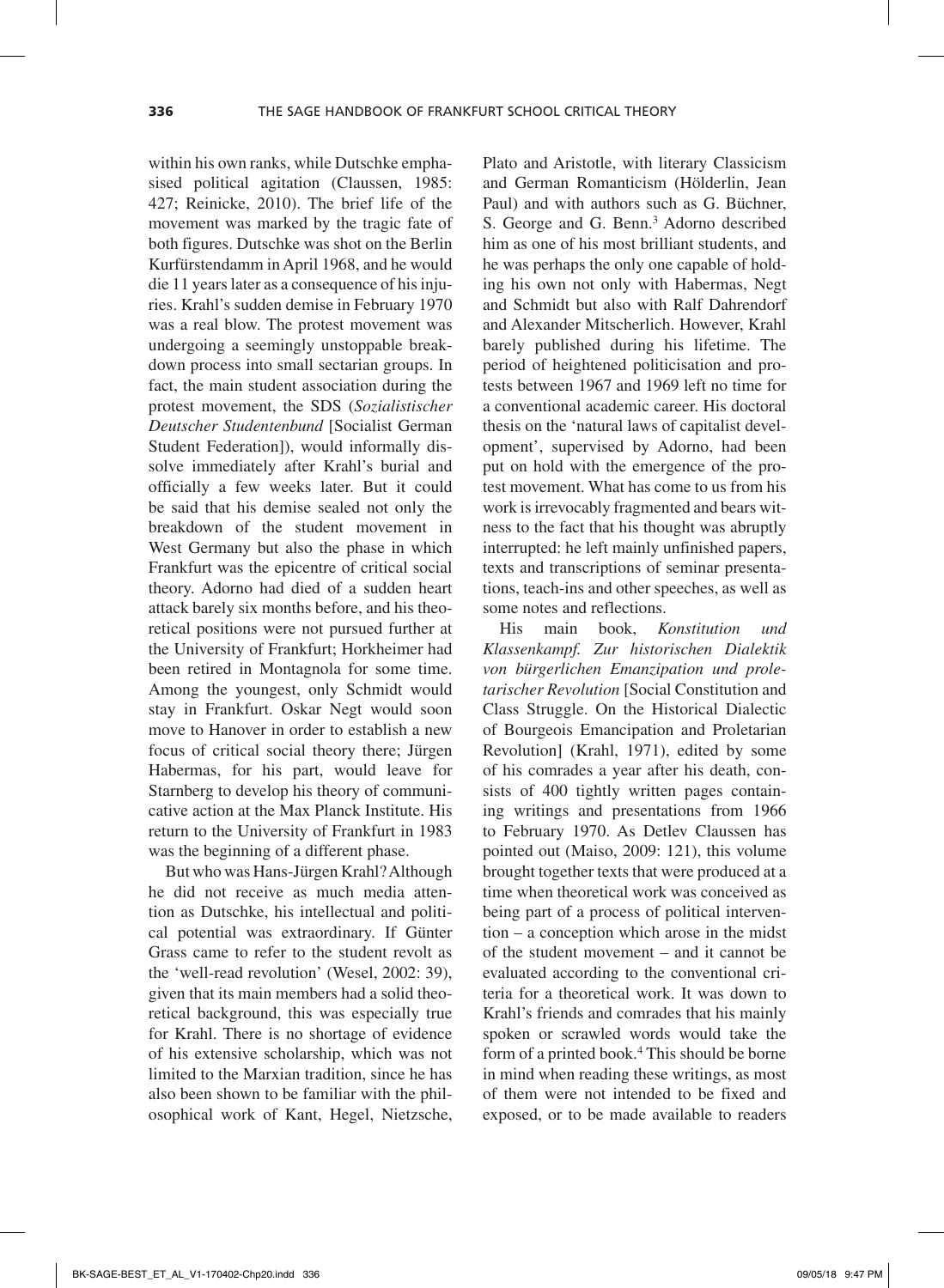within his own ranks, while Dutschke emphasised political agitation (Claussen, 1985: 427; Reinicke, 2010). The brief life of the movement was marked by the tragic fate of both figures. Dutschke was shot on the Berlin Kurfürstendamm in April 1968, and he would die 11 years later as a consequence of his injuries. Krahl's sudden demise in February 1970 was a real blow. The protest movement was undergoing a seemingly unstoppable breakdown process into small sectarian groups. In fact, the main student association during the protest movement, the SDS (*Sozialistischer Deutscher Studentenbund* [Socialist German Student Federation]), would informally dissolve immediately after Krahl's burial and officially a few weeks later. But it could be said that his demise sealed not only the breakdown of the student movement in West Germany but also the phase in which Frankfurt was the epicentre of critical social theory. Adorno had died of a sudden heart attack barely six months before, and his theoretical positions were not pursued further at the University of Frankfurt; Horkheimer had been retired in Montagnola for some time. Among the youngest, only Schmidt would stay in Frankfurt. Oskar Negt would soon move to Hanover in order to establish a new focus of critical social theory there; Jürgen Habermas, for his part, would leave for Starnberg to develop his theory of communicative action at the Max Planck Institute. His return to the University of Frankfurt in 1983 was the beginning of a different phase.

But who was Hans-Jürgen Krahl? Although he did not receive as much media attention as Dutschke, his intellectual and political potential was extraordinary. If Günter Grass came to refer to the student revolt as the 'well-read revolution' (Wesel, 2002: 39), given that its main members had a solid theoretical background, this was especially true for Krahl. There is no shortage of evidence of his extensive scholarship, which was not limited to the Marxian tradition, since he has also been shown to be familiar with the philosophical work of Kant, Hegel, Nietzsche, Plato and Aristotle, with literary Classicism and German Romanticism (Hölderlin, Jean Paul) and with authors such as G. Büchner, S. George and G. Benn.[3] Adorno described him as one of his most brilliant students, and he was perhaps the only one capable of holding his own not only with Habermas, Negt and Schmidt but also with Ralf Dahrendorf and Alexander Mitscherlich. However, Krahl barely published during his lifetime. The period of heightened politicisation and protests between 1967 and 1969 left no time for a conventional academic career. His doctoral thesis on the 'natural laws of capitalist development', supervised by Adorno, had been put on hold with the emergence of the protest movement. What has come to us from his work is irrevocably fragmented and bears witness to the fact that his thought was abruptly interrupted: he left mainly unfinished papers, texts and transcriptions of seminar presentations, teach-ins and other speeches, as well as some notes and reflections.

His main book, *Konstitution und Klassenkampf. Zur historischen Dialektik von bürgerlichen Emanzipation und proletarischer Revolution* [Social Constitution and Class Struggle. On the Historical Dialectic of Bourgeois Emancipation and Proletarian Revolution] (Krahl, 1971), edited by some of his comrades a year after his death, consists of 400 tightly written pages containing writings and presentations from 1966 to February 1970. As Detlev Claussen has pointed out (Maiso, 2009: 121), this volume brought together texts that were produced at a time when theoretical work was conceived as being part of a process of political intervention – a conception which arose in the midst of the student movement – and it cannot be evaluated according to the conventional criteria for a theoretical work. It was down to Krahl's friends and comrades that his mainly spoken or scrawled words would take the form of a printed book.[4] This should be borne in mind when reading these writings, as most of them were not intended to be fixed and exposed, or to be made available to readers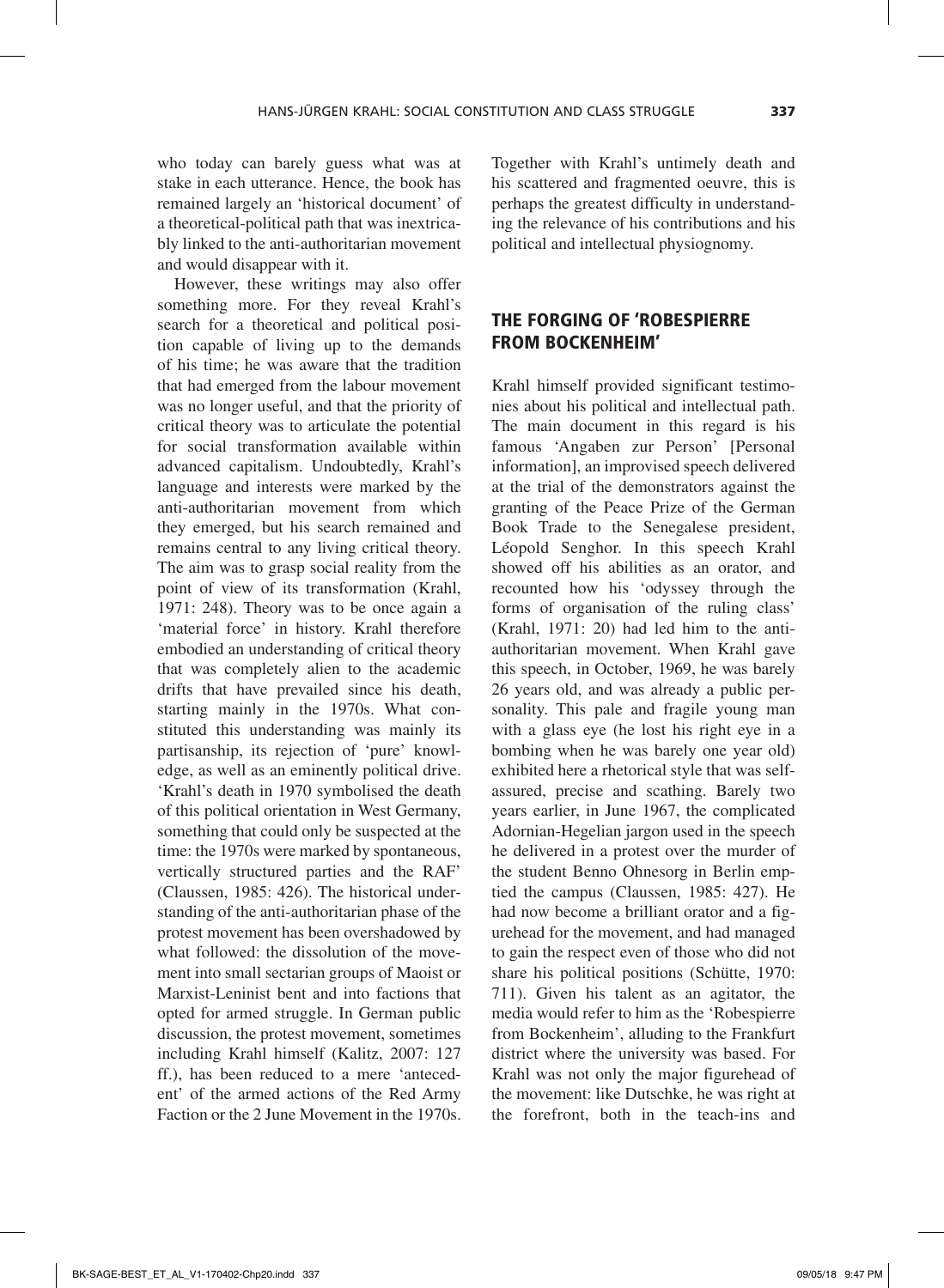who today can barely guess what was at stake in each utterance. Hence, the book has remained largely an 'historical document' of a theoretical-political path that was inextricably linked to the anti-authoritarian movement and would disappear with it.

However, these writings may also offer something more. For they reveal Krahl's search for a theoretical and political position capable of living up to the demands of his time; he was aware that the tradition that had emerged from the labour movement was no longer useful, and that the priority of critical theory was to articulate the potential for social transformation available within advanced capitalism. Undoubtedly, Krahl's language and interests were marked by the anti-authoritarian movement from which they emerged, but his search remained and remains central to any living critical theory. The aim was to grasp social reality from the point of view of its transformation (Krahl, 1971: 248). Theory was to be once again a 'material force' in history. Krahl therefore embodied an understanding of critical theory that was completely alien to the academic drifts that have prevailed since his death, starting mainly in the 1970s. What constituted this understanding was mainly its partisanship, its rejection of 'pure' knowledge, as well as an eminently political drive. 'Krahl's death in 1970 symbolised the death of this political orientation in West Germany, something that could only be suspected at the time: the 1970s were marked by spontaneous, vertically structured parties and the RAF' (Claussen, 1985: 426). The historical understanding of the anti-authoritarian phase of the protest movement has been overshadowed by what followed: the dissolution of the movement into small sectarian groups of Maoist or Marxist-Leninist bent and into factions that opted for armed struggle. In German public discussion, the protest movement, sometimes including Krahl himself (Kalitz, 2007: 127 ff.), has been reduced to a mere 'antecedent' of the armed actions of the Red Army Faction or the 2 June Movement in the 1970s. Together with Krahl's untimely death and his scattered and fragmented oeuvre, this is perhaps the greatest difficulty in understanding the relevance of his contributions and his political and intellectual physiognomy.

## THE FORGING OF 'ROBESPIERRE FROM BOCKENHEIM'

Krahl himself provided significant testimonies about his political and intellectual path. The main document in this regard is his famous 'Angaben zur Person' [Personal information], an improvised speech delivered at the trial of the demonstrators against the granting of the Peace Prize of the German Book Trade to the Senegalese president, Léopold Senghor. In this speech Krahl showed off his abilities as an orator, and recounted how his 'odyssey through the forms of organisation of the ruling class' (Krahl, 1971: 20) had led him to the anti-authoritarian movement. When Krahl gave this speech, in October, 1969, he was barely 26 years old, and was already a public personality. This pale and fragile young man with a glass eye (he lost his right eye in a bombing when he was barely one year old) exhibited here a rhetorical style that was self-assured, precise and scathing. Barely two years earlier, in June 1967, the complicated Adornian-Hegelian jargon used in the speech he delivered in a protest over the murder of the student Benno Ohnesorg in Berlin emptied the campus (Claussen, 1985: 427). He had now become a brilliant orator and a figurehead for the movement, and had managed to gain the respect even of those who did not share his political positions (Schütte, 1970: 711). Given his talent as an agitator, the media would refer to him as the 'Robespierre from Bockenheim', alluding to the Frankfurt district where the university was based. For Krahl was not only the major figurehead of the movement: like Dutschke, he was right at the forefront, both in the teach-ins and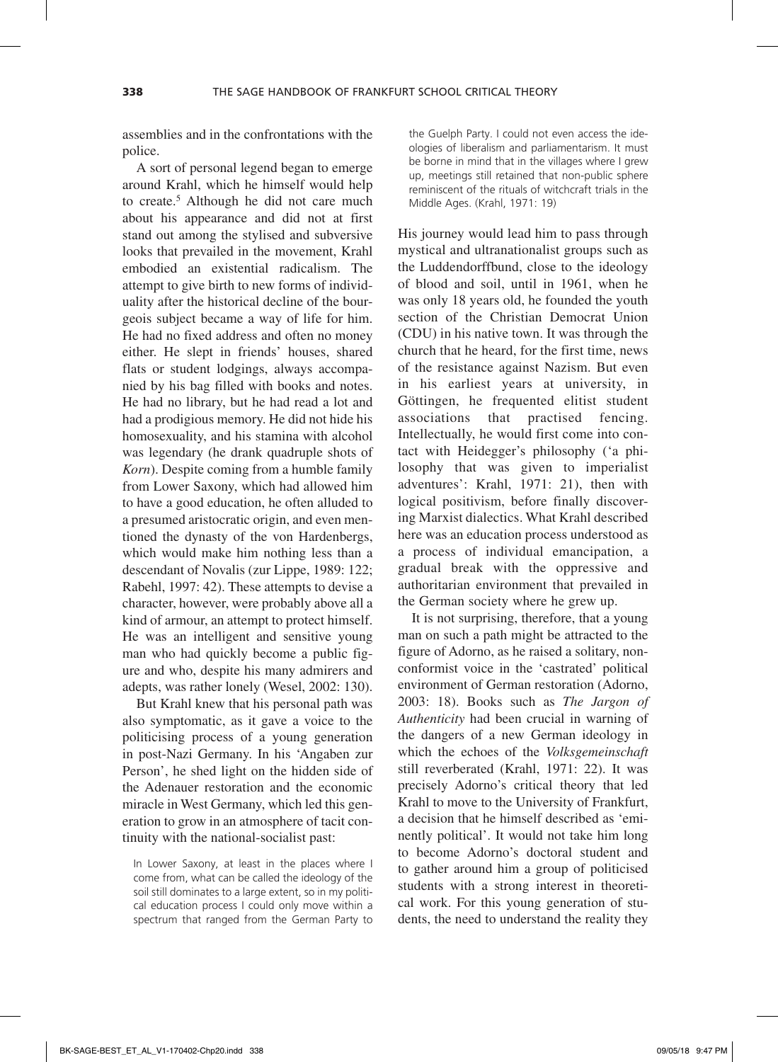assemblies and in the confrontations with the police.

A sort of personal legend began to emerge around Krahl, which he himself would help to create.[5] Although he did not care much about his appearance and did not at first stand out among the stylised and subversive looks that prevailed in the movement, Krahl embodied an existential radicalism. The attempt to give birth to new forms of individuality after the historical decline of the bourgeois subject became a way of life for him. He had no fixed address and often no money either. He slept in friends' houses, shared flats or student lodgings, always accompanied by his bag filled with books and notes. He had no library, but he had read a lot and had a prodigious memory. He did not hide his homosexuality, and his stamina with alcohol was legendary (he drank quadruple shots of *Korn*). Despite coming from a humble family from Lower Saxony, which had allowed him to have a good education, he often alluded to a presumed aristocratic origin, and even mentioned the dynasty of the von Hardenbergs, which would make him nothing less than a descendant of Novalis (zur Lippe, 1989: 122; Rabehl, 1997: 42). These attempts to devise a character, however, were probably above all a kind of armour, an attempt to protect himself. He was an intelligent and sensitive young man who had quickly become a public figure and who, despite his many admirers and adepts, was rather lonely (Wesel, 2002: 130).

But Krahl knew that his personal path was also symptomatic, as it gave a voice to the politicising process of a young generation in post-Nazi Germany. In his 'Angaben zur Person', he shed light on the hidden side of the Adenauer restoration and the economic miracle in West Germany, which led this generation to grow in an atmosphere of tacit continuity with the national-socialist past:

> In Lower Saxony, at least in the places where I come from, what can be called the ideology of the soil still dominates to a large extent, so in my political education process I could only move within a spectrum that ranged from the German Party to the Guelph Party. I could not even access the ideologies of liberalism and parliamentarism. It must be borne in mind that in the villages where I grew up, meetings still retained that non-public sphere reminiscent of the rituals of witchcraft trials in the Middle Ages. (Krahl, 1971: 19)

His journey would lead him to pass through mystical and ultranationalist groups such as the Luddendorffbund, close to the ideology of blood and soil, until in 1961, when he was only 18 years old, he founded the youth section of the Christian Democrat Union (CDU) in his native town. It was through the church that he heard, for the first time, news of the resistance against Nazism. But even in his earliest years at university, in Göttingen, he frequented elitist student associations that practised fencing. Intellectually, he would first come into contact with Heidegger's philosophy ('a philosophy that was given to imperialist adventures': Krahl, 1971: 21), then with logical positivism, before finally discovering Marxist dialectics. What Krahl described here was an education process understood as a process of individual emancipation, a gradual break with the oppressive and authoritarian environment that prevailed in the German society where he grew up.

It is not surprising, therefore, that a young man on such a path might be attracted to the figure of Adorno, as he raised a solitary, nonconformist voice in the 'castrated' political environment of German restoration (Adorno, 2003: 18). Books such as *The Jargon of Authenticity* had been crucial in warning of the dangers of a new German ideology in which the echoes of the *Volksgemeinschaft* still reverberated (Krahl, 1971: 22). It was precisely Adorno's critical theory that led Krahl to move to the University of Frankfurt, a decision that he himself described as 'eminently political'. It would not take him long to become Adorno's doctoral student and to gather around him a group of politicised students with a strong interest in theoretical work. For this young generation of students, the need to understand the reality they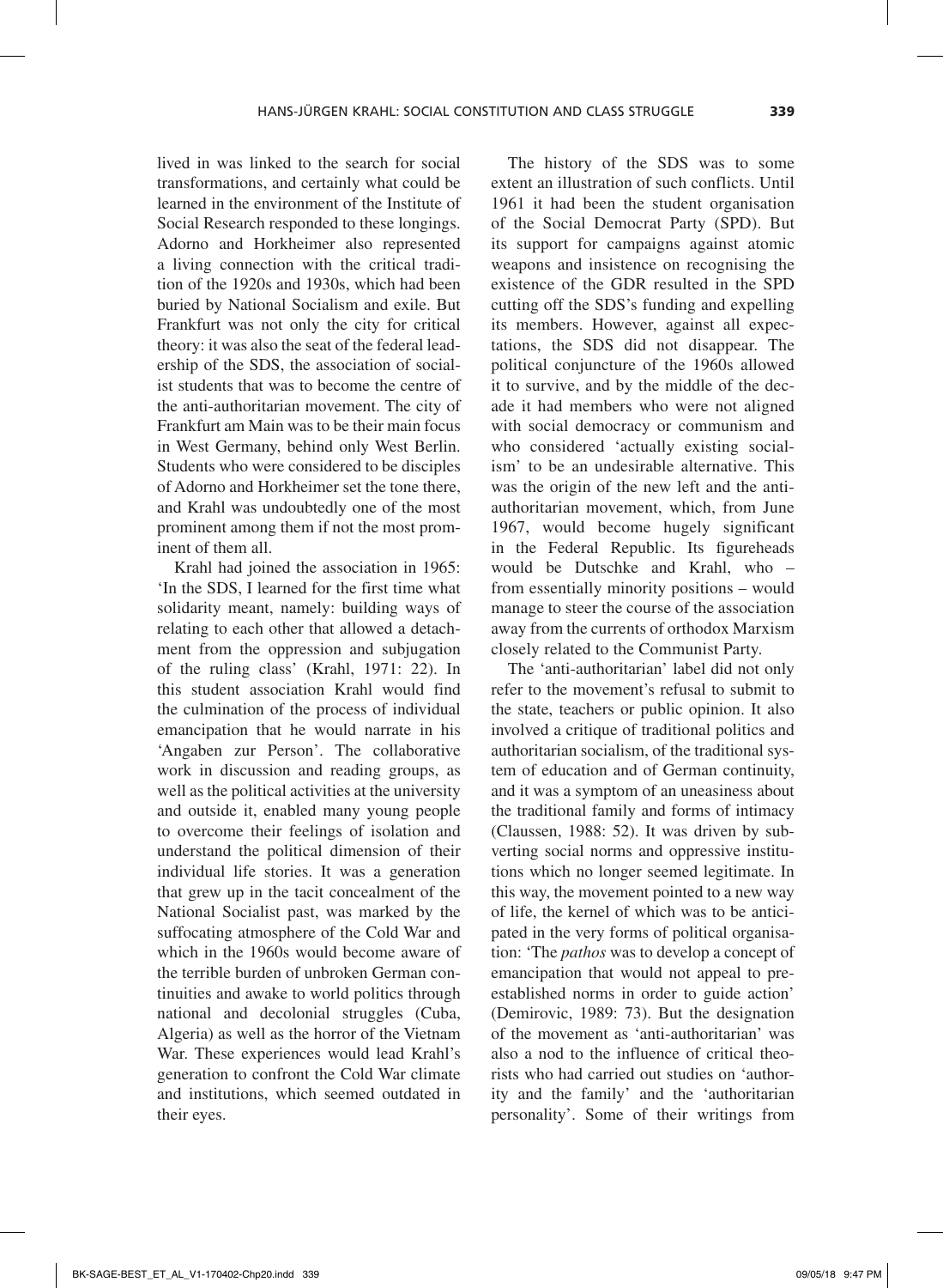lived in was linked to the search for social transformations, and certainly what could be learned in the environment of the Institute of Social Research responded to these longings. Adorno and Horkheimer also represented a living connection with the critical tradition of the 1920s and 1930s, which had been buried by National Socialism and exile. But Frankfurt was not only the city for critical theory: it was also the seat of the federal leadership of the SDS, the association of socialist students that was to become the centre of the anti-authoritarian movement. The city of Frankfurt am Main was to be their main focus in West Germany, behind only West Berlin. Students who were considered to be disciples of Adorno and Horkheimer set the tone there, and Krahl was undoubtedly one of the most prominent among them if not the most prominent of them all.

Krahl had joined the association in 1965: 'In the SDS, I learned for the first time what solidarity meant, namely: building ways of relating to each other that allowed a detachment from the oppression and subjugation of the ruling class' (Krahl, 1971: 22). In this student association Krahl would find the culmination of the process of individual emancipation that he would narrate in his 'Angaben zur Person'. The collaborative work in discussion and reading groups, as well as the political activities at the university and outside it, enabled many young people to overcome their feelings of isolation and understand the political dimension of their individual life stories. It was a generation that grew up in the tacit concealment of the National Socialist past, was marked by the suffocating atmosphere of the Cold War and which in the 1960s would become aware of the terrible burden of unbroken German continuities and awake to world politics through national and decolonial struggles (Cuba, Algeria) as well as the horror of the Vietnam War. These experiences would lead Krahl's generation to confront the Cold War climate and institutions, which seemed outdated in their eyes.

The history of the SDS was to some extent an illustration of such conflicts. Until 1961 it had been the student organisation of the Social Democrat Party (SPD). But its support for campaigns against atomic weapons and insistence on recognising the existence of the GDR resulted in the SPD cutting off the SDS's funding and expelling its members. However, against all expectations, the SDS did not disappear. The political conjuncture of the 1960s allowed it to survive, and by the middle of the decade it had members who were not aligned with social democracy or communism and who considered 'actually existing socialism' to be an undesirable alternative. This was the origin of the new left and the anti-authoritarian movement, which, from June 1967, would become hugely significant in the Federal Republic. Its figureheads would be Dutschke and Krahl, who – from essentially minority positions – would manage to steer the course of the association away from the currents of orthodox Marxism closely related to the Communist Party.

The 'anti-authoritarian' label did not only refer to the movement's refusal to submit to the state, teachers or public opinion. It also involved a critique of traditional politics and authoritarian socialism, of the traditional system of education and of German continuity, and it was a symptom of an uneasiness about the traditional family and forms of intimacy (Claussen, 1988: 52). It was driven by subverting social norms and oppressive institutions which no longer seemed legitimate. In this way, the movement pointed to a new way of life, the kernel of which was to be anticipated in the very forms of political organisation: 'The *pathos* was to develop a concept of emancipation that would not appeal to pre-established norms in order to guide action' (Demirovic, 1989: 73). But the designation of the movement as 'anti-authoritarian' was also a nod to the influence of critical theorists who had carried out studies on 'authority and the family' and the 'authoritarian personality'. Some of their writings from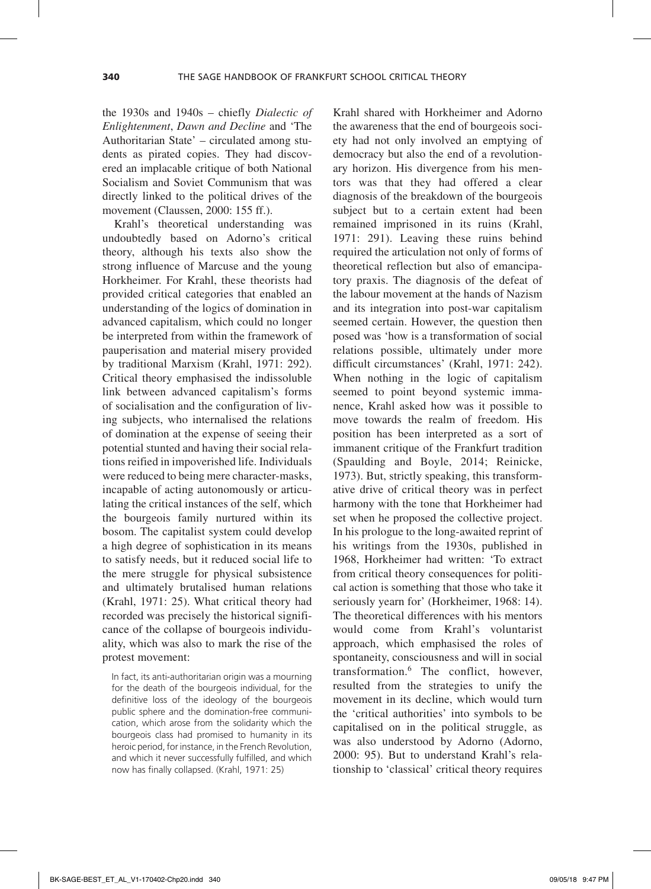the 1930s and 1940s – chiefly *Dialectic of Enlightenment*, *Dawn and Decline* and 'The Authoritarian State' – circulated among students as pirated copies. They had discovered an implacable critique of both National Socialism and Soviet Communism that was directly linked to the political drives of the movement (Claussen, 2000: 155 ff.).

Krahl's theoretical understanding was undoubtedly based on Adorno's critical theory, although his texts also show the strong influence of Marcuse and the young Horkheimer. For Krahl, these theorists had provided critical categories that enabled an understanding of the logics of domination in advanced capitalism, which could no longer be interpreted from within the framework of pauperisation and material misery provided by traditional Marxism (Krahl, 1971: 292). Critical theory emphasised the indissoluble link between advanced capitalism's forms of socialisation and the configuration of living subjects, who internalised the relations of domination at the expense of seeing their potential stunted and having their social relations reified in impoverished life. Individuals were reduced to being mere character-masks, incapable of acting autonomously or articulating the critical instances of the self, which the bourgeois family nurtured within its bosom. The capitalist system could develop a high degree of sophistication in its means to satisfy needs, but it reduced social life to the mere struggle for physical subsistence and ultimately brutalised human relations (Krahl, 1971: 25). What critical theory had recorded was precisely the historical significance of the collapse of bourgeois individuality, which was also to mark the rise of the protest movement:

> In fact, its anti-authoritarian origin was a mourning for the death of the bourgeois individual, for the definitive loss of the ideology of the bourgeois public sphere and the domination-free communication, which arose from the solidarity which the bourgeois class had promised to humanity in its heroic period, for instance, in the French Revolution, and which it never successfully fulfilled, and which now has finally collapsed. (Krahl, 1971: 25)

Krahl shared with Horkheimer and Adorno the awareness that the end of bourgeois society had not only involved an emptying of democracy but also the end of a revolutionary horizon. His divergence from his mentors was that they had offered a clear diagnosis of the breakdown of the bourgeois subject but to a certain extent had been remained imprisoned in its ruins (Krahl, 1971: 291). Leaving these ruins behind required the articulation not only of forms of theoretical reflection but also of emancipatory praxis. The diagnosis of the defeat of the labour movement at the hands of Nazism and its integration into post-war capitalism seemed certain. However, the question then posed was 'how is a transformation of social relations possible, ultimately under more difficult circumstances' (Krahl, 1971: 242). When nothing in the logic of capitalism seemed to point beyond systemic immanence, Krahl asked how was it possible to move towards the realm of freedom. His position has been interpreted as a sort of immanent critique of the Frankfurt tradition (Spaulding and Boyle, 2014; Reinicke, 1973). But, strictly speaking, this transformative drive of critical theory was in perfect harmony with the tone that Horkheimer had set when he proposed the collective project. In his prologue to the long-awaited reprint of his writings from the 1930s, published in 1968, Horkheimer had written: 'To extract from critical theory consequences for political action is something that those who take it seriously yearn for' (Horkheimer, 1968: 14). The theoretical differences with his mentors would come from Krahl's voluntarist approach, which emphasised the roles of spontaneity, consciousness and will in social transformation.[6] The conflict, however, resulted from the strategies to unify the movement in its decline, which would turn the 'critical authorities' into symbols to be capitalised on in the political struggle, as was also understood by Adorno (Adorno, 2000: 95). But to understand Krahl's relationship to 'classical' critical theory requires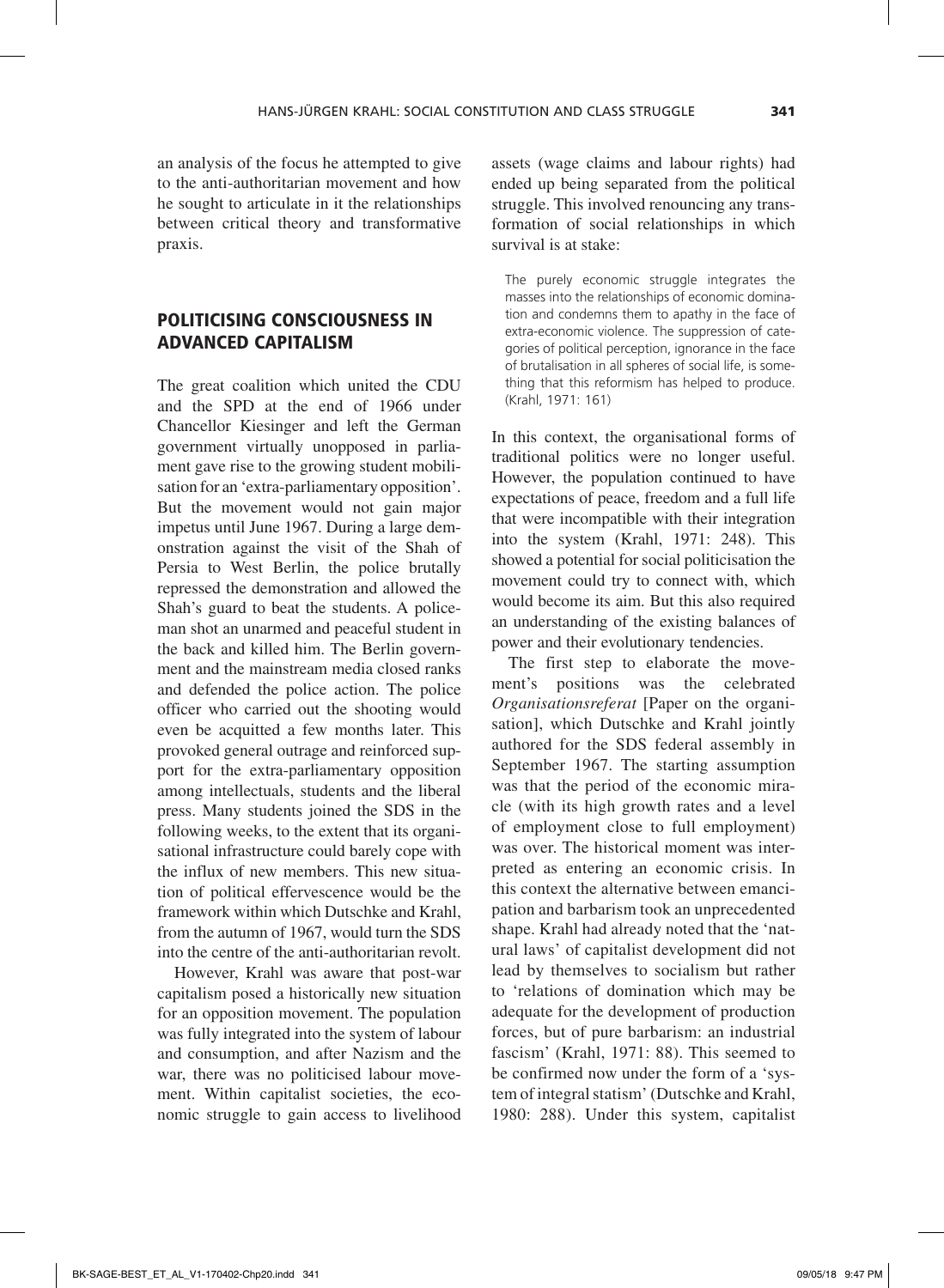an analysis of the focus he attempted to give to the anti-authoritarian movement and how he sought to articulate in it the relationships between critical theory and transformative praxis.

## POLITICISING CONSCIOUSNESS IN ADVANCED CAPITALISM

The great coalition which united the CDU and the SPD at the end of 1966 under Chancellor Kiesinger and left the German government virtually unopposed in parliament gave rise to the growing student mobilisation for an 'extra-parliamentary opposition'. But the movement would not gain major impetus until June 1967. During a large demonstration against the visit of the Shah of Persia to West Berlin, the police brutally repressed the demonstration and allowed the Shah's guard to beat the students. A policeman shot an unarmed and peaceful student in the back and killed him. The Berlin government and the mainstream media closed ranks and defended the police action. The police officer who carried out the shooting would even be acquitted a few months later. This provoked general outrage and reinforced support for the extra-parliamentary opposition among intellectuals, students and the liberal press. Many students joined the SDS in the following weeks, to the extent that its organisational infrastructure could barely cope with the influx of new members. This new situation of political effervescence would be the framework within which Dutschke and Krahl, from the autumn of 1967, would turn the SDS into the centre of the anti-authoritarian revolt.

However, Krahl was aware that post-war capitalism posed a historically new situation for an opposition movement. The population was fully integrated into the system of labour and consumption, and after Nazism and the war, there was no politicised labour movement. Within capitalist societies, the economic struggle to gain access to livelihood assets (wage claims and labour rights) had ended up being separated from the political struggle. This involved renouncing any transformation of social relationships in which survival is at stake:

> The purely economic struggle integrates the masses into the relationships of economic domination and condemns them to apathy in the face of extra-economic violence. The suppression of categories of political perception, ignorance in the face of brutalisation in all spheres of social life, is something that this reformism has helped to produce. (Krahl, 1971: 161)

In this context, the organisational forms of traditional politics were no longer useful. However, the population continued to have expectations of peace, freedom and a full life that were incompatible with their integration into the system (Krahl, 1971: 248). This showed a potential for social politicisation the movement could try to connect with, which would become its aim. But this also required an understanding of the existing balances of power and their evolutionary tendencies.

The first step to elaborate the movement's positions was the celebrated *Organisationsreferat* [Paper on the organisation], which Dutschke and Krahl jointly authored for the SDS federal assembly in September 1967. The starting assumption was that the period of the economic miracle (with its high growth rates and a level of employment close to full employment) was over. The historical moment was interpreted as entering an economic crisis. In this context the alternative between emancipation and barbarism took an unprecedented shape. Krahl had already noted that the 'natural laws' of capitalist development did not lead by themselves to socialism but rather to 'relations of domination which may be adequate for the development of production forces, but of pure barbarism: an industrial fascism' (Krahl, 1971: 88). This seemed to be confirmed now under the form of a 'system of integral statism' (Dutschke and Krahl, 1980: 288). Under this system, capitalist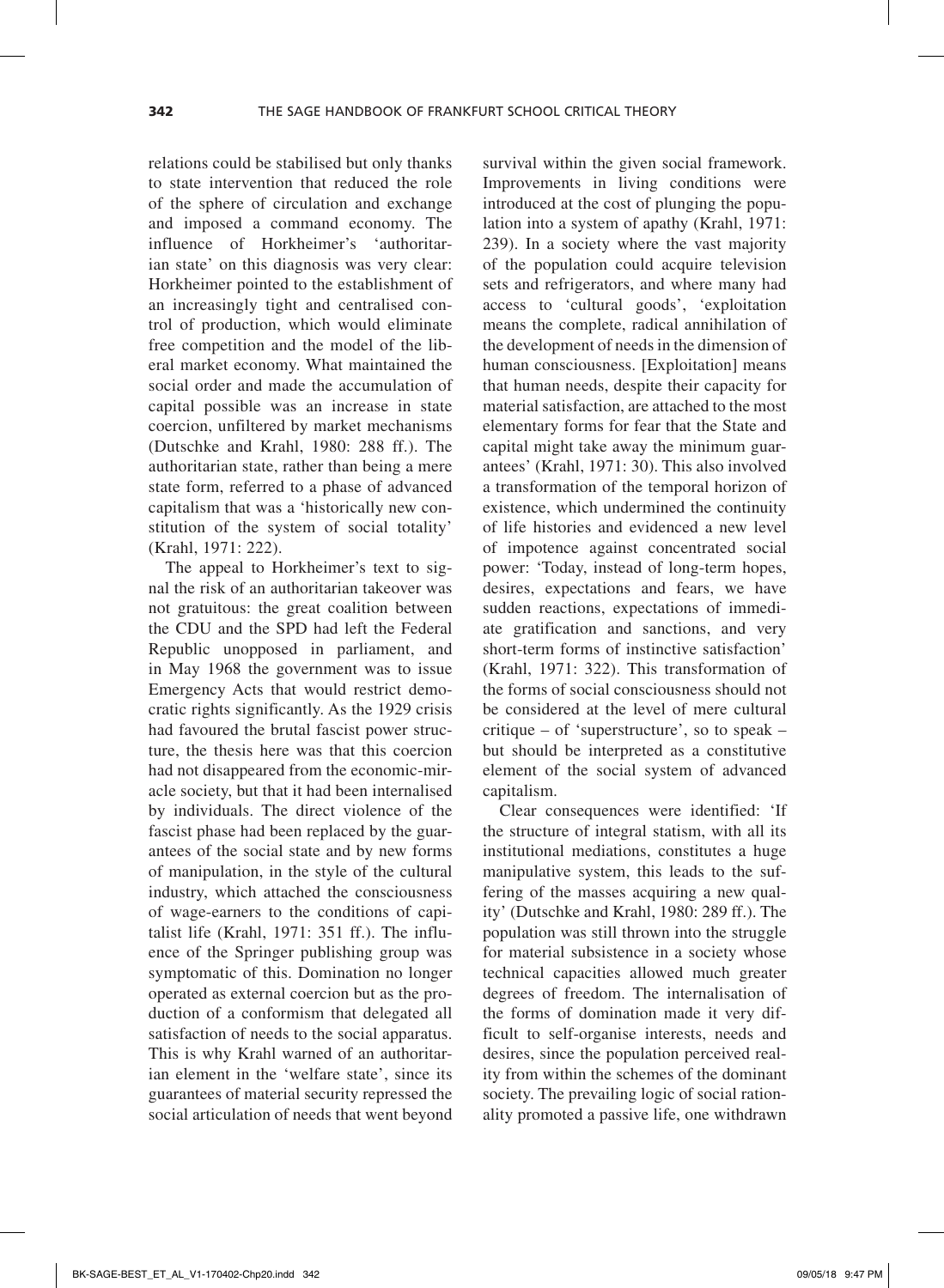relations could be stabilised but only thanks to state intervention that reduced the role of the sphere of circulation and exchange and imposed a command economy. The influence of Horkheimer's 'authoritarian state' on this diagnosis was very clear: Horkheimer pointed to the establishment of an increasingly tight and centralised control of production, which would eliminate free competition and the model of the liberal market economy. What maintained the social order and made the accumulation of capital possible was an increase in state coercion, unfiltered by market mechanisms (Dutschke and Krahl, 1980: 288 ff.). The authoritarian state, rather than being a mere state form, referred to a phase of advanced capitalism that was a 'historically new constitution of the system of social totality' (Krahl, 1971: 222).

The appeal to Horkheimer's text to signal the risk of an authoritarian takeover was not gratuitous: the great coalition between the CDU and the SPD had left the Federal Republic unopposed in parliament, and in May 1968 the government was to issue Emergency Acts that would restrict democratic rights significantly. As the 1929 crisis had favoured the brutal fascist power structure, the thesis here was that this coercion had not disappeared from the economic-miracle society, but that it had been internalised by individuals. The direct violence of the fascist phase had been replaced by the guarantees of the social state and by new forms of manipulation, in the style of the cultural industry, which attached the consciousness of wage-earners to the conditions of capitalist life (Krahl, 1971: 351 ff.). The influence of the Springer publishing group was symptomatic of this. Domination no longer operated as external coercion but as the production of a conformism that delegated all satisfaction of needs to the social apparatus. This is why Krahl warned of an authoritarian element in the 'welfare state', since its guarantees of material security repressed the social articulation of needs that went beyond survival within the given social framework. Improvements in living conditions were introduced at the cost of plunging the population into a system of apathy (Krahl, 1971: 239). In a society where the vast majority of the population could acquire television sets and refrigerators, and where many had access to 'cultural goods', 'exploitation means the complete, radical annihilation of the development of needs in the dimension of human consciousness. [Exploitation] means that human needs, despite their capacity for material satisfaction, are attached to the most elementary forms for fear that the State and capital might take away the minimum guarantees' (Krahl, 1971: 30). This also involved a transformation of the temporal horizon of existence, which undermined the continuity of life histories and evidenced a new level of impotence against concentrated social power: 'Today, instead of long-term hopes, desires, expectations and fears, we have sudden reactions, expectations of immediate gratification and sanctions, and very short-term forms of instinctive satisfaction' (Krahl, 1971: 322). This transformation of the forms of social consciousness should not be considered at the level of mere cultural critique – of 'superstructure', so to speak – but should be interpreted as a constitutive element of the social system of advanced capitalism.

Clear consequences were identified: 'If the structure of integral statism, with all its institutional mediations, constitutes a huge manipulative system, this leads to the suffering of the masses acquiring a new quality' (Dutschke and Krahl, 1980: 289 ff.). The population was still thrown into the struggle for material subsistence in a society whose technical capacities allowed much greater degrees of freedom. The internalisation of the forms of domination made it very difficult to self-organise interests, needs and desires, since the population perceived reality from within the schemes of the dominant society. The prevailing logic of social rationality promoted a passive life, one withdrawn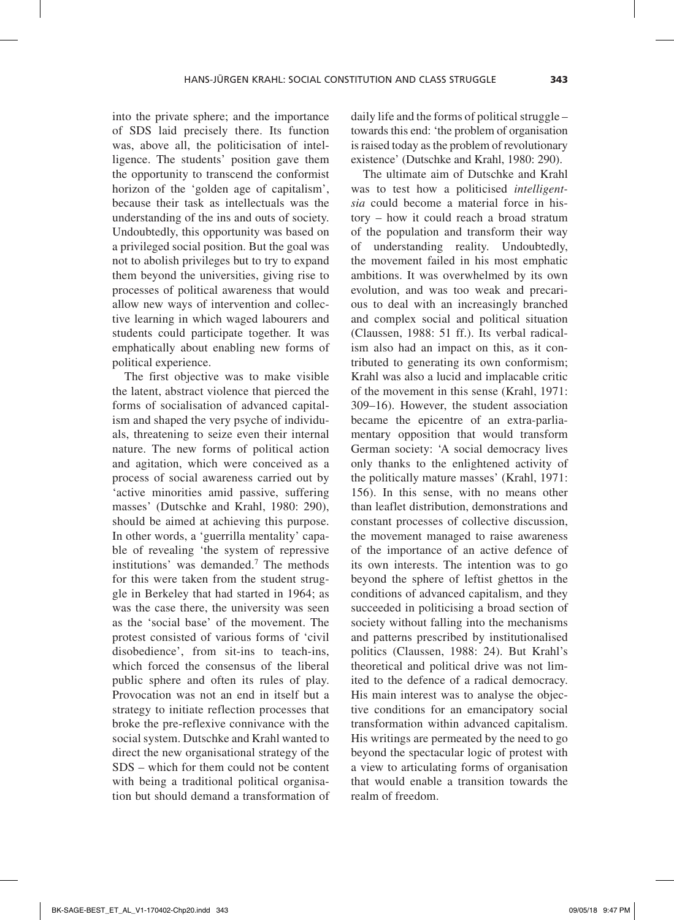into the private sphere; and the importance of SDS laid precisely there. Its function was, above all, the politicisation of intelligence. The students' position gave them the opportunity to transcend the conformist horizon of the 'golden age of capitalism', because their task as intellectuals was the understanding of the ins and outs of society. Undoubtedly, this opportunity was based on a privileged social position. But the goal was not to abolish privileges but to try to expand them beyond the universities, giving rise to processes of political awareness that would allow new ways of intervention and collective learning in which waged labourers and students could participate together. It was emphatically about enabling new forms of political experience.

The first objective was to make visible the latent, abstract violence that pierced the forms of socialisation of advanced capitalism and shaped the very psyche of individuals, threatening to seize even their internal nature. The new forms of political action and agitation, which were conceived as a process of social awareness carried out by 'active minorities amid passive, suffering masses' (Dutschke and Krahl, 1980: 290), should be aimed at achieving this purpose. In other words, a 'guerrilla mentality' capable of revealing 'the system of repressive institutions' was demanded.[7] The methods for this were taken from the student struggle in Berkeley that had started in 1964; as was the case there, the university was seen as the 'social base' of the movement. The protest consisted of various forms of 'civil disobedience', from sit-ins to teach-ins, which forced the consensus of the liberal public sphere and often its rules of play. Provocation was not an end in itself but a strategy to initiate reflection processes that broke the pre-reflexive connivance with the social system. Dutschke and Krahl wanted to direct the new organisational strategy of the SDS – which for them could not be content with being a traditional political organisation but should demand a transformation of daily life and the forms of political struggle – towards this end: 'the problem of organisation is raised today as the problem of revolutionary existence' (Dutschke and Krahl, 1980: 290).

The ultimate aim of Dutschke and Krahl was to test how a politicised *intelligentsia* could become a material force in history – how it could reach a broad stratum of the population and transform their way of understanding reality. Undoubtedly, the movement failed in his most emphatic ambitions. It was overwhelmed by its own evolution, and was too weak and precarious to deal with an increasingly branched and complex social and political situation (Claussen, 1988: 51 ff.). Its verbal radicalism also had an impact on this, as it contributed to generating its own conformism; Krahl was also a lucid and implacable critic of the movement in this sense (Krahl, 1971: 309–16). However, the student association became the epicentre of an extra-parliamentary opposition that would transform German society: 'A social democracy lives only thanks to the enlightened activity of the politically mature masses' (Krahl, 1971: 156). In this sense, with no means other than leaflet distribution, demonstrations and constant processes of collective discussion, the movement managed to raise awareness of the importance of an active defence of its own interests. The intention was to go beyond the sphere of leftist ghettos in the conditions of advanced capitalism, and they succeeded in politicising a broad section of society without falling into the mechanisms and patterns prescribed by institutionalised politics (Claussen, 1988: 24). But Krahl's theoretical and political drive was not limited to the defence of a radical democracy. His main interest was to analyse the objective conditions for an emancipatory social transformation within advanced capitalism. His writings are permeated by the need to go beyond the spectacular logic of protest with a view to articulating forms of organisation that would enable a transition towards the realm of freedom.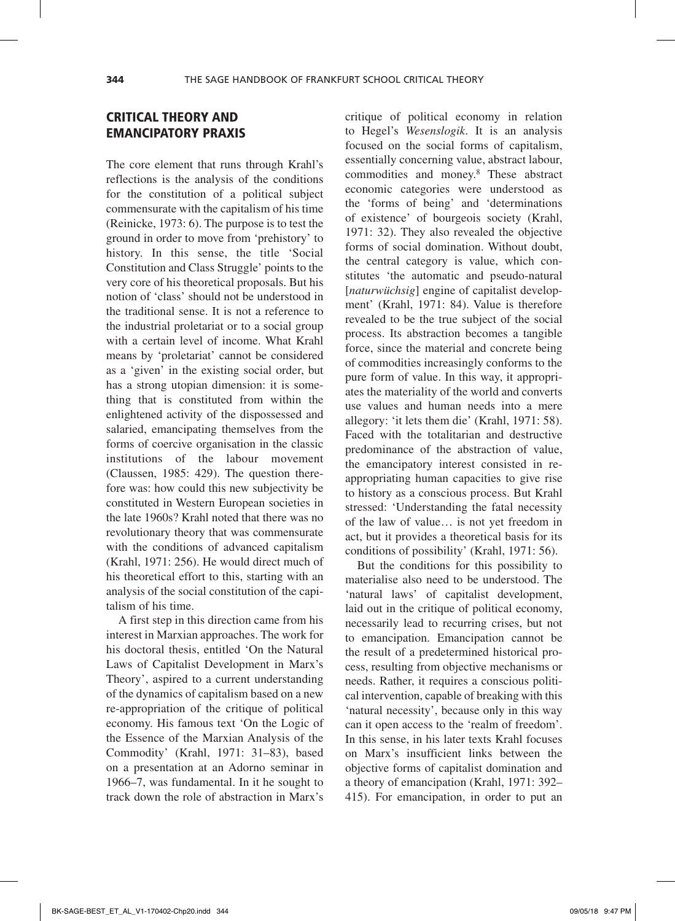## CRITICAL THEORY AND EMANCIPATORY PRAXIS

The core element that runs through Krahl's reflections is the analysis of the conditions for the constitution of a political subject commensurate with the capitalism of his time (Reinicke, 1973: 6). The purpose is to test the ground in order to move from 'prehistory' to history. In this sense, the title 'Social Constitution and Class Struggle' points to the very core of his theoretical proposals. But his notion of 'class' should not be understood in the traditional sense. It is not a reference to the industrial proletariat or to a social group with a certain level of income. What Krahl means by 'proletariat' cannot be considered as a 'given' in the existing social order, but has a strong utopian dimension: it is something that is constituted from within the enlightened activity of the dispossessed and salaried, emancipating themselves from the forms of coercive organisation in the classic institutions of the labour movement (Claussen, 1985: 429). The question therefore was: how could this new subjectivity be constituted in Western European societies in the late 1960s? Krahl noted that there was no revolutionary theory that was commensurate with the conditions of advanced capitalism (Krahl, 1971: 256). He would direct much of his theoretical effort to this, starting with an analysis of the social constitution of the capitalism of his time.

A first step in this direction came from his interest in Marxian approaches. The work for his doctoral thesis, entitled 'On the Natural Laws of Capitalist Development in Marx's Theory', aspired to a current understanding of the dynamics of capitalism based on a new re-appropriation of the critique of political economy. His famous text 'On the Logic of the Essence of the Marxian Analysis of the Commodity' (Krahl, 1971: 31–83), based on a presentation at an Adorno seminar in 1966–7, was fundamental. In it he sought to track down the role of abstraction in Marx's critique of political economy in relation to Hegel's *Wesenslogik*. It is an analysis focused on the social forms of capitalism, essentially concerning value, abstract labour, commodities and money.[8] These abstract economic categories were understood as the 'forms of being' and 'determinations of existence' of bourgeois society (Krahl, 1971: 32). They also revealed the objective forms of social domination. Without doubt, the central category is value, which constitutes 'the automatic and pseudo-natural [*naturwüchsig*] engine of capitalist development' (Krahl, 1971: 84). Value is therefore revealed to be the true subject of the social process. Its abstraction becomes a tangible force, since the material and concrete being of commodities increasingly conforms to the pure form of value. In this way, it appropriates the materiality of the world and converts use values and human needs into a mere allegory: 'it lets them die' (Krahl, 1971: 58). Faced with the totalitarian and destructive predominance of the abstraction of value, the emancipatory interest consisted in re-appropriating human capacities to give rise to history as a conscious process. But Krahl stressed: 'Understanding the fatal necessity of the law of value… is not yet freedom in act, but it provides a theoretical basis for its conditions of possibility' (Krahl, 1971: 56).

But the conditions for this possibility to materialise also need to be understood. The 'natural laws' of capitalist development, laid out in the critique of political economy, necessarily lead to recurring crises, but not to emancipation. Emancipation cannot be the result of a predetermined historical process, resulting from objective mechanisms or needs. Rather, it requires a conscious political intervention, capable of breaking with this 'natural necessity', because only in this way can it open access to the 'realm of freedom'. In this sense, in his later texts Krahl focuses on Marx's insufficient links between the objective forms of capitalist domination and a theory of emancipation (Krahl, 1971: 392–415). For emancipation, in order to put an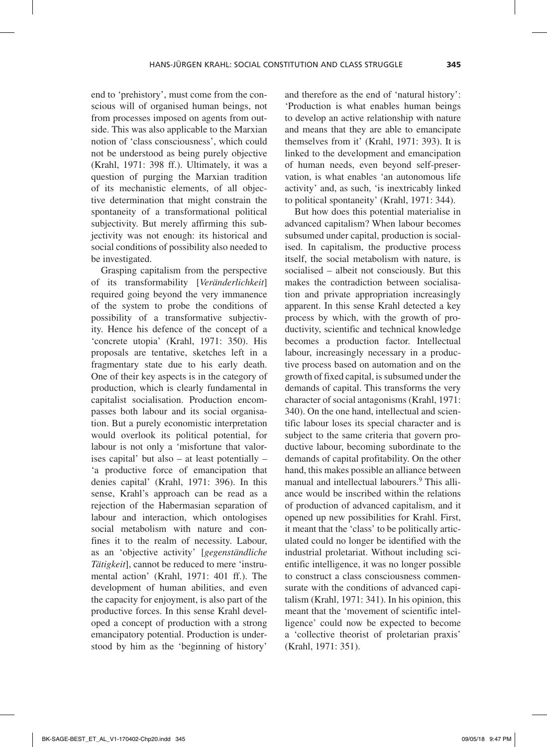end to 'prehistory', must come from the conscious will of organised human beings, not from processes imposed on agents from outside. This was also applicable to the Marxian notion of 'class consciousness', which could not be understood as being purely objective (Krahl, 1971: 398 ff.). Ultimately, it was a question of purging the Marxian tradition of its mechanistic elements, of all objective determination that might constrain the spontaneity of a transformational political subjectivity. But merely affirming this subjectivity was not enough: its historical and social conditions of possibility also needed to be investigated.

Grasping capitalism from the perspective of its transformability [*Veränderlichkeit*] required going beyond the very immanence of the system to probe the conditions of possibility of a transformative subjectivity. Hence his defence of the concept of a 'concrete utopia' (Krahl, 1971: 350). His proposals are tentative, sketches left in a fragmentary state due to his early death. One of their key aspects is in the category of production, which is clearly fundamental in capitalist socialisation. Production encompasses both labour and its social organisation. But a purely economistic interpretation would overlook its political potential, for labour is not only a 'misfortune that valorises capital' but also – at least potentially – 'a productive force of emancipation that denies capital' (Krahl, 1971: 396). In this sense, Krahl's approach can be read as a rejection of the Habermasian separation of labour and interaction, which ontologises social metabolism with nature and confines it to the realm of necessity. Labour, as an 'objective activity' [*gegenständliche Tätigkeit*], cannot be reduced to mere 'instrumental action' (Krahl, 1971: 401 ff.). The development of human abilities, and even the capacity for enjoyment, is also part of the productive forces. In this sense Krahl developed a concept of production with a strong emancipatory potential. Production is understood by him as the 'beginning of history' and therefore as the end of 'natural history': 'Production is what enables human beings to develop an active relationship with nature and means that they are able to emancipate themselves from it' (Krahl, 1971: 393). It is linked to the development and emancipation of human needs, even beyond self-preservation, is what enables 'an autonomous life activity' and, as such, 'is inextricably linked to political spontaneity' (Krahl, 1971: 344).

But how does this potential materialise in advanced capitalism? When labour becomes subsumed under capital, production is socialised. In capitalism, the productive process itself, the social metabolism with nature, is socialised – albeit not consciously. But this makes the contradiction between socialisation and private appropriation increasingly apparent. In this sense Krahl detected a key process by which, with the growth of productivity, scientific and technical knowledge becomes a production factor. Intellectual labour, increasingly necessary in a productive process based on automation and on the growth of fixed capital, is subsumed under the demands of capital. This transforms the very character of social antagonisms (Krahl, 1971: 340). On the one hand, intellectual and scientific labour loses its special character and is subject to the same criteria that govern productive labour, becoming subordinate to the demands of capital profitability. On the other hand, this makes possible an alliance between manual and intellectual labourers.[9] This alliance would be inscribed within the relations of production of advanced capitalism, and it opened up new possibilities for Krahl. First, it meant that the 'class' to be politically articulated could no longer be identified with the industrial proletariat. Without including scientific intelligence, it was no longer possible to construct a class consciousness commensurate with the conditions of advanced capitalism (Krahl, 1971: 341). In his opinion, this meant that the 'movement of scientific intelligence' could now be expected to become a 'collective theorist of proletarian praxis' (Krahl, 1971: 351).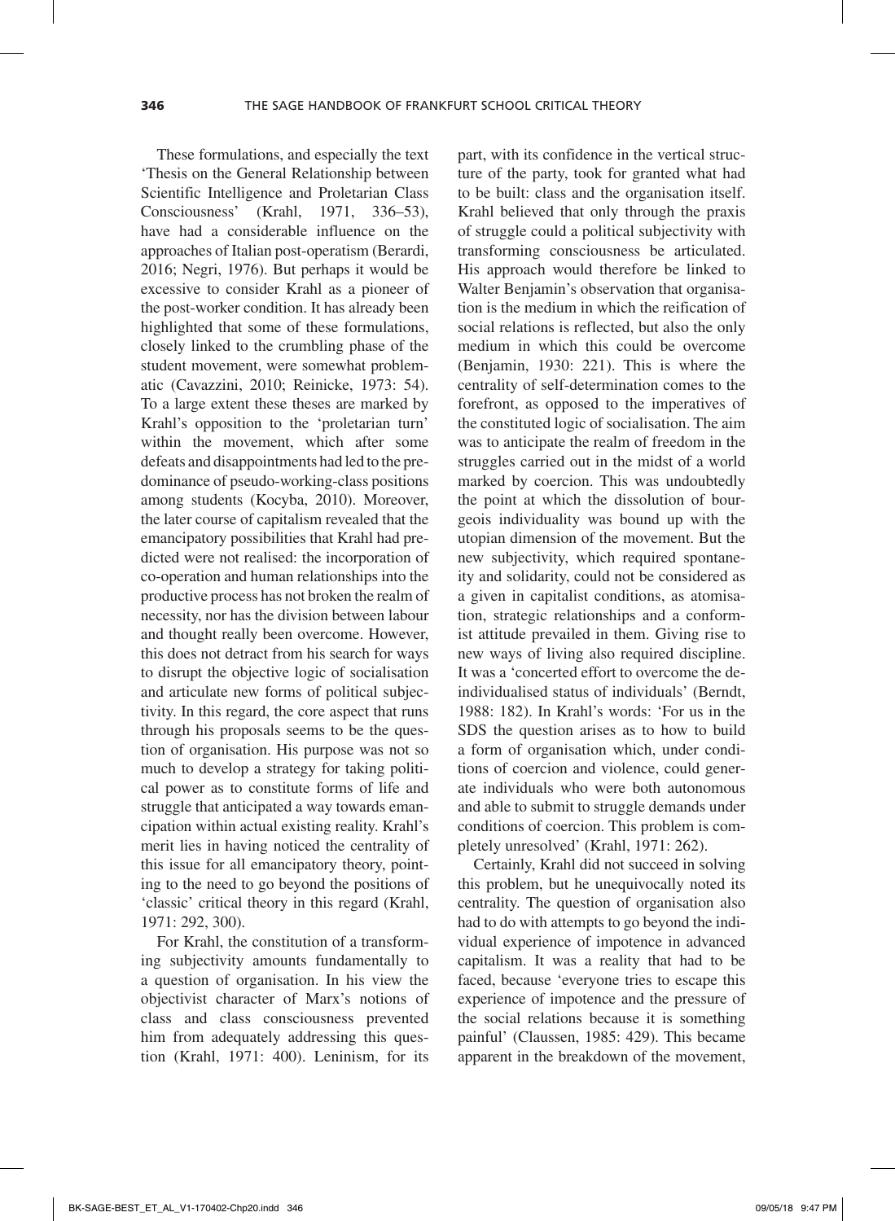These formulations, and especially the text 'Thesis on the General Relationship between Scientific Intelligence and Proletarian Class Consciousness' (Krahl, 1971, 336–53), have had a considerable influence on the approaches of Italian post-operatism (Berardi, 2016; Negri, 1976). But perhaps it would be excessive to consider Krahl as a pioneer of the post-worker condition. It has already been highlighted that some of these formulations, closely linked to the crumbling phase of the student movement, were somewhat problematic (Cavazzini, 2010; Reinicke, 1973: 54). To a large extent these theses are marked by Krahl's opposition to the 'proletarian turn' within the movement, which after some defeats and disappointments had led to the predominance of pseudo-working-class positions among students (Kocyba, 2010). Moreover, the later course of capitalism revealed that the emancipatory possibilities that Krahl had predicted were not realised: the incorporation of co-operation and human relationships into the productive process has not broken the realm of necessity, nor has the division between labour and thought really been overcome. However, this does not detract from his search for ways to disrupt the objective logic of socialisation and articulate new forms of political subjectivity. In this regard, the core aspect that runs through his proposals seems to be the question of organisation. His purpose was not so much to develop a strategy for taking political power as to constitute forms of life and struggle that anticipated a way towards emancipation within actual existing reality. Krahl's merit lies in having noticed the centrality of this issue for all emancipatory theory, pointing to the need to go beyond the positions of 'classic' critical theory in this regard (Krahl, 1971: 292, 300).

For Krahl, the constitution of a transforming subjectivity amounts fundamentally to a question of organisation. In his view the objectivist character of Marx's notions of class and class consciousness prevented him from adequately addressing this question (Krahl, 1971: 400). Leninism, for its part, with its confidence in the vertical structure of the party, took for granted what had to be built: class and the organisation itself. Krahl believed that only through the praxis of struggle could a political subjectivity with transforming consciousness be articulated. His approach would therefore be linked to Walter Benjamin's observation that organisation is the medium in which the reification of social relations is reflected, but also the only medium in which this could be overcome (Benjamin, 1930: 221). This is where the centrality of self-determination comes to the forefront, as opposed to the imperatives of the constituted logic of socialisation. The aim was to anticipate the realm of freedom in the struggles carried out in the midst of a world marked by coercion. This was undoubtedly the point at which the dissolution of bourgeois individuality was bound up with the utopian dimension of the movement. But the new subjectivity, which required spontaneity and solidarity, could not be considered as a given in capitalist conditions, as atomisation, strategic relationships and a conformist attitude prevailed in them. Giving rise to new ways of living also required discipline. It was a 'concerted effort to overcome the de-individualised status of individuals' (Berndt, 1988: 182). In Krahl's words: 'For us in the SDS the question arises as to how to build a form of organisation which, under conditions of coercion and violence, could generate individuals who were both autonomous and able to submit to struggle demands under conditions of coercion. This problem is completely unresolved' (Krahl, 1971: 262).

Certainly, Krahl did not succeed in solving this problem, but he unequivocally noted its centrality. The question of organisation also had to do with attempts to go beyond the individual experience of impotence in advanced capitalism. It was a reality that had to be faced, because 'everyone tries to escape this experience of impotence and the pressure of the social relations because it is something painful' (Claussen, 1985: 429). This became apparent in the breakdown of the movement,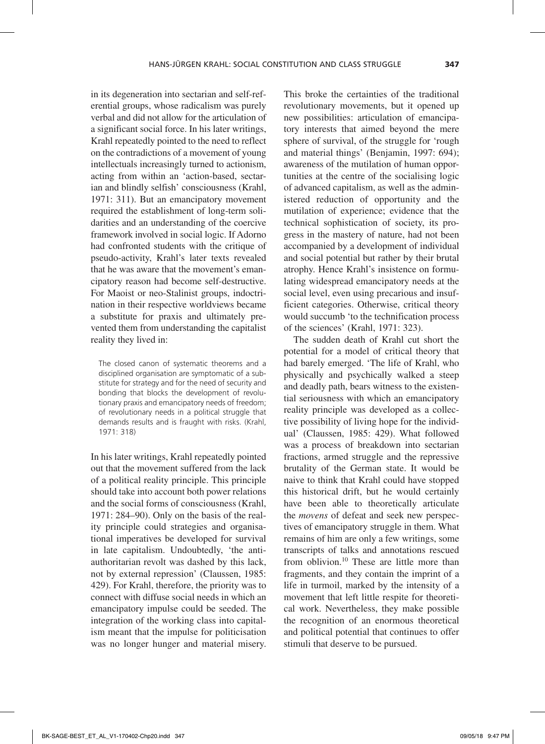in its degeneration into sectarian and self-referential groups, whose radicalism was purely verbal and did not allow for the articulation of a significant social force. In his later writings, Krahl repeatedly pointed to the need to reflect on the contradictions of a movement of young intellectuals increasingly turned to actionism, acting from within an 'action-based, sectarian and blindly selfish' consciousness (Krahl, 1971: 311). But an emancipatory movement required the establishment of long-term solidarities and an understanding of the coercive framework involved in social logic. If Adorno had confronted students with the critique of pseudo-activity, Krahl's later texts revealed that he was aware that the movement's emancipatory reason had become self-destructive. For Maoist or neo-Stalinist groups, indoctrination in their respective worldviews became a substitute for praxis and ultimately prevented them from understanding the capitalist reality they lived in:

> The closed canon of systematic theorems and a disciplined organisation are symptomatic of a substitute for strategy and for the need of security and bonding that blocks the development of revolutionary praxis and emancipatory needs of freedom; of revolutionary needs in a political struggle that demands results and is fraught with risks. (Krahl, 1971: 318)

In his later writings, Krahl repeatedly pointed out that the movement suffered from the lack of a political reality principle. This principle should take into account both power relations and the social forms of consciousness (Krahl, 1971: 284–90). Only on the basis of the reality principle could strategies and organisational imperatives be developed for survival in late capitalism. Undoubtedly, 'the anti-authoritarian revolt was dashed by this lack, not by external repression' (Claussen, 1985: 429). For Krahl, therefore, the priority was to connect with diffuse social needs in which an emancipatory impulse could be seeded. The integration of the working class into capitalism meant that the impulse for politicisation was no longer hunger and material misery. This broke the certainties of the traditional revolutionary movements, but it opened up new possibilities: articulation of emancipatory interests that aimed beyond the mere sphere of survival, of the struggle for 'rough and material things' (Benjamin, 1997: 694); awareness of the mutilation of human opportunities at the centre of the socialising logic of advanced capitalism, as well as the administered reduction of opportunity and the mutilation of experience; evidence that the technical sophistication of society, its progress in the mastery of nature, had not been accompanied by a development of individual and social potential but rather by their brutal atrophy. Hence Krahl's insistence on formulating widespread emancipatory needs at the social level, even using precarious and insufficient categories. Otherwise, critical theory would succumb 'to the technification process of the sciences' (Krahl, 1971: 323).

The sudden death of Krahl cut short the potential for a model of critical theory that had barely emerged. 'The life of Krahl, who physically and psychically walked a steep and deadly path, bears witness to the existential seriousness with which an emancipatory reality principle was developed as a collective possibility of living hope for the individual' (Claussen, 1985: 429). What followed was a process of breakdown into sectarian fractions, armed struggle and the repressive brutality of the German state. It would be naive to think that Krahl could have stopped this historical drift, but he would certainly have been able to theoretically articulate the *movens* of defeat and seek new perspectives of emancipatory struggle in them. What remains of him are only a few writings, some transcripts of talks and annotations rescued from oblivion.[10] These are little more than fragments, and they contain the imprint of a life in turmoil, marked by the intensity of a movement that left little respite for theoretical work. Nevertheless, they make possible the recognition of an enormous theoretical and political potential that continues to offer stimuli that deserve to be pursued.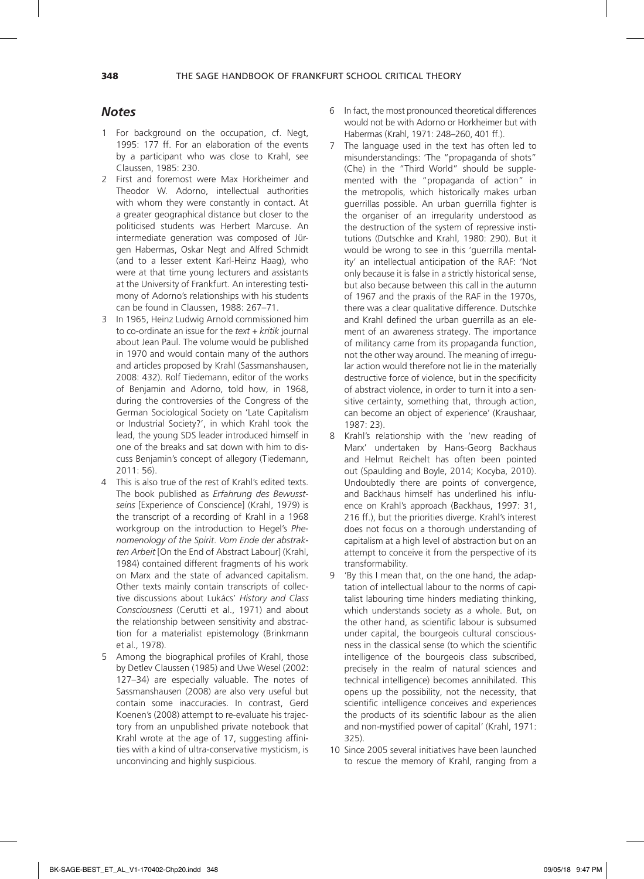## *Notes*

1. For background on the occupation, cf. Negt, 1995: 177 ff. For an elaboration of the events by a participant who was close to Krahl, see Claussen, 1985: 230.
2. First and foremost were Max Horkheimer and Theodor W. Adorno, intellectual authorities with whom they were constantly in contact. At a greater geographical distance but closer to the politicised students was Herbert Marcuse. An intermediate generation was composed of Jürgen Habermas, Oskar Negt and Alfred Schmidt (and to a lesser extent Karl-Heinz Haag), who were at that time young lecturers and assistants at the University of Frankfurt. An interesting testimony of Adorno's relationships with his students can be found in Claussen, 1988: 267–71.
3. In 1965, Heinz Ludwig Arnold commissioned him to co-ordinate an issue for the *text + kritik* journal about Jean Paul. The volume would be published in 1970 and would contain many of the authors and articles proposed by Krahl (Sassmanshausen, 2008: 432). Rolf Tiedemann, editor of the works of Benjamin and Adorno, told how, in 1968, during the controversies of the Congress of the German Sociological Society on 'Late Capitalism or Industrial Society?', in which Krahl took the lead, the young SDS leader introduced himself in one of the breaks and sat down with him to discuss Benjamin's concept of allegory (Tiedemann, 2011: 56).
4. This is also true of the rest of Krahl's edited texts. The book published as *Erfahrung des Bewusstseins* [Experience of Conscience] (Krahl, 1979) is the transcript of a recording of Krahl in a 1968 workgroup on the introduction to Hegel's *Phenomenology of the Spirit*. *Vom Ende der abstrakten Arbeit* [On the End of Abstract Labour] (Krahl, 1984) contained different fragments of his work on Marx and the state of advanced capitalism. Other texts mainly contain transcripts of collective discussions about Lukács' *History and Class Consciousness* (Cerutti et al., 1971) and about the relationship between sensitivity and abstraction for a materialist epistemology (Brinkmann et al., 1978).
5. Among the biographical profiles of Krahl, those by Detlev Claussen (1985) and Uwe Wesel (2002: 127–34) are especially valuable. The notes of Sassmanshausen (2008) are also very useful but contain some inaccuracies. In contrast, Gerd Koenen's (2008) attempt to re-evaluate his trajectory from an unpublished private notebook that Krahl wrote at the age of 17, suggesting affinities with a kind of ultra-conservative mysticism, is unconvincing and highly suspicious.
6. In fact, the most pronounced theoretical differences would not be with Adorno or Horkheimer but with Habermas (Krahl, 1971: 248–260, 401 ff.).
7. The language used in the text has often led to misunderstandings: 'The "propaganda of shots" (Che) in the "Third World" should be supplemented with the "propaganda of action" in the metropolis, which historically makes urban guerrillas possible. An urban guerrilla fighter is the organiser of an irregularity understood as the destruction of the system of repressive institutions (Dutschke and Krahl, 1980: 290). But it would be wrong to see in this 'guerrilla mentality' an intellectual anticipation of the RAF: 'Not only because it is false in a strictly historical sense, but also because between this call in the autumn of 1967 and the praxis of the RAF in the 1970s, there was a clear qualitative difference. Dutschke and Krahl defined the urban guerrilla as an element of an awareness strategy. The importance of militancy came from its propaganda function, not the other way around. The meaning of irregular action would therefore not lie in the materially destructive force of violence, but in the specificity of abstract violence, in order to turn it into a sensitive certainty, something that, through action, can become an object of experience' (Kraushaar, 1987: 23).
8. Krahl's relationship with the 'new reading of Marx' undertaken by Hans-Georg Backhaus and Helmut Reichelt has often been pointed out (Spaulding and Boyle, 2014; Kocyba, 2010). Undoubtedly there are points of convergence, and Backhaus himself has underlined his influence on Krahl's approach (Backhaus, 1997: 31, 216 ff.), but the priorities diverge. Krahl's interest does not focus on a thorough understanding of capitalism at a high level of abstraction but on an attempt to conceive it from the perspective of its transformability.
9. 'By this I mean that, on the one hand, the adaptation of intellectual labour to the norms of capitalist labouring time hinders mediating thinking, which understands society as a whole. But, on the other hand, as scientific labour is subsumed under capital, the bourgeois cultural consciousness in the classical sense (to which the scientific intelligence of the bourgeois class subscribed, precisely in the realm of natural sciences and technical intelligence) becomes annihilated. This opens up the possibility, not the necessity, that scientific intelligence conceives and experiences the products of its scientific labour as the alien and non-mystified power of capital' (Krahl, 1971: 325).
10. Since 2005 several initiatives have been launched to rescue the memory of Krahl, ranging from a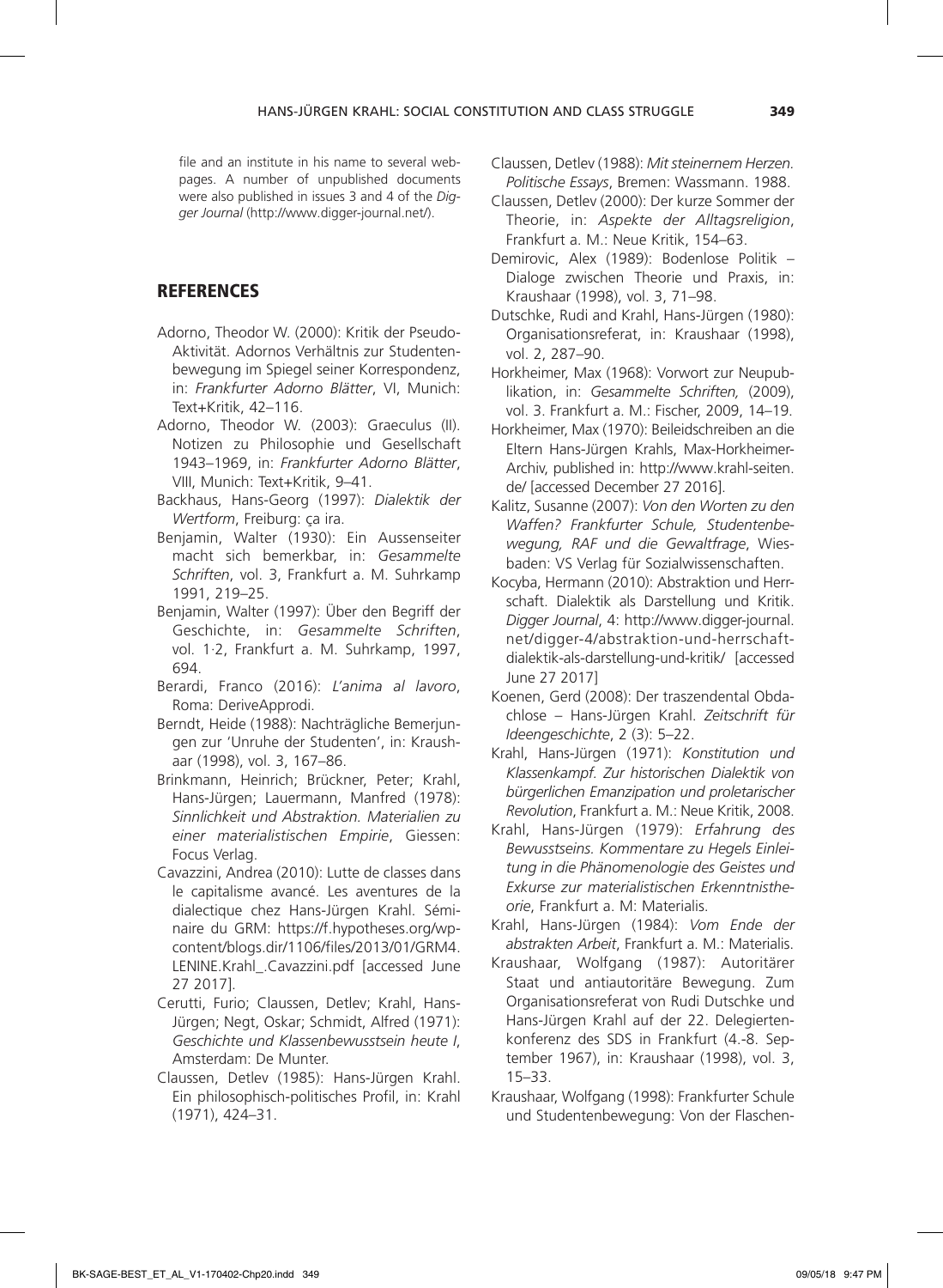file and an institute in his name to several webpages. A number of unpublished documents were also published in issues 3 and 4 of the *Digger Journal* (http://www.digger-journal.net/).

## REFERENCES

Adorno, Theodor W. (2000): Kritik der Pseudo-Aktivität. Adornos Verhältnis zur Studentenbewegung im Spiegel seiner Korrespondenz, in: *Frankfurter Adorno Blätter*, VI, Munich: Text+Kritik, 42–116.

Adorno, Theodor W. (2003): Graeculus (II). Notizen zu Philosophie und Gesellschaft 1943–1969, in: *Frankfurter Adorno Blätter*, VIII, Munich: Text+Kritik, 9–41.

Backhaus, Hans-Georg (1997): *Dialektik der Wertform*, Freiburg: ça ira.

Benjamin, Walter (1930): Ein Aussenseiter macht sich bemerkbar, in: *Gesammelte Schriften*, vol. 3, Frankfurt a. M. Suhrkamp 1991, 219–25.

Benjamin, Walter (1997): Über den Begriff der Geschichte, in: *Gesammelte Schriften*, vol. 1·2, Frankfurt a. M. Suhrkamp, 1997, 694.

Berardi, Franco (2016): *L'anima al lavoro*, Roma: DeriveApprodi.

Berndt, Heide (1988): Nachträgliche Bemerjungen zur 'Unruhe der Studenten', in: Kraushaar (1998), vol. 3, 167–86.

Brinkmann, Heinrich; Brückner, Peter; Krahl, Hans-Jürgen; Lauermann, Manfred (1978): *Sinnlichkeit und Abstraktion. Materialien zu einer materialistischen Empirie*, Giessen: Focus Verlag.

Cavazzini, Andrea (2010): Lutte de classes dans le capitalisme avancé. Les aventures de la dialectique chez Hans-Jürgen Krahl. Séminaire du GRM: https://f.hypotheses.org/wp-content/blogs.dir/1106/files/2013/01/GRM4.LENINE.Krahl_.Cavazzini.pdf [accessed June 27 2017].

Cerutti, Furio; Claussen, Detlev; Krahl, Hans-Jürgen; Negt, Oskar; Schmidt, Alfred (1971): *Geschichte und Klassenbewusstsein heute I*, Amsterdam: De Munter.

Claussen, Detlev (1985): Hans-Jürgen Krahl. Ein philosophisch-politisches Profil, in: Krahl (1971), 424–31.

Claussen, Detlev (1988): *Mit steinernem Herzen. Politische Essays*, Bremen: Wassmann. 1988.

Claussen, Detlev (2000): Der kurze Sommer der Theorie, in: *Aspekte der Alltagsreligion*, Frankfurt a. M.: Neue Kritik, 154–63.

Demirovic, Alex (1989): Bodenlose Politik – Dialoge zwischen Theorie und Praxis, in: Kraushaar (1998), vol. 3, 71–98.

Dutschke, Rudi and Krahl, Hans-Jürgen (1980): Organisationsreferat, in: Kraushaar (1998), vol. 2, 287–90.

Horkheimer, Max (1968): Vorwort zur Neupublikation, in: *Gesammelte Schriften,* (2009), vol. 3. Frankfurt a. M.: Fischer, 2009, 14–19.

Horkheimer, Max (1970): Beileidschreiben an die Eltern Hans-Jürgen Krahls, Max-Horkheimer-Archiv, published in: http://www.krahl-seiten.de/ [accessed December 27 2016].

Kalitz, Susanne (2007): *Von den Worten zu den Waffen? Frankfurter Schule, Studentenbewegung, RAF und die Gewaltfrage*, Wiesbaden: VS Verlag für Sozialwissenschaften.

Kocyba, Hermann (2010): Abstraktion und Herrschaft. Dialektik als Darstellung und Kritik. *Digger Journal*, 4: http://www.digger-journal.net/digger-4/abstraktion-und-herrschaft-dialektik-als-darstellung-und-kritik/ [accessed June 27 2017]

Koenen, Gerd (2008): Der traszendental Obdachlose – Hans-Jürgen Krahl. *Zeitschrift für Ideengeschichte*, 2 (3): 5–22.

Krahl, Hans-Jürgen (1971): *Konstitution und Klassenkampf. Zur historischen Dialektik von bürgerlichen Emanzipation und proletarischer Revolution*, Frankfurt a. M.: Neue Kritik, 2008.

Krahl, Hans-Jürgen (1979): *Erfahrung des Bewusstseins. Kommentare zu Hegels Einleitung in die Phänomenologie des Geistes und Exkurse zur materialistischen Erkenntnistheorie*, Frankfurt a. M: Materialis.

Krahl, Hans-Jürgen (1984): *Vom Ende der abstrakten Arbeit*, Frankfurt a. M.: Materialis.

Kraushaar, Wolfgang (1987): Autoritärer Staat und antiautoritäre Bewegung. Zum Organisationsreferat von Rudi Dutschke und Hans-Jürgen Krahl auf der 22. Delegiertenkonferenz des SDS in Frankfurt (4.-8. September 1967), in: Kraushaar (1998), vol. 3, 15–33.

Kraushaar, Wolfgang (1998): Frankfurter Schule und Studentenbewegung: Von der Flaschen-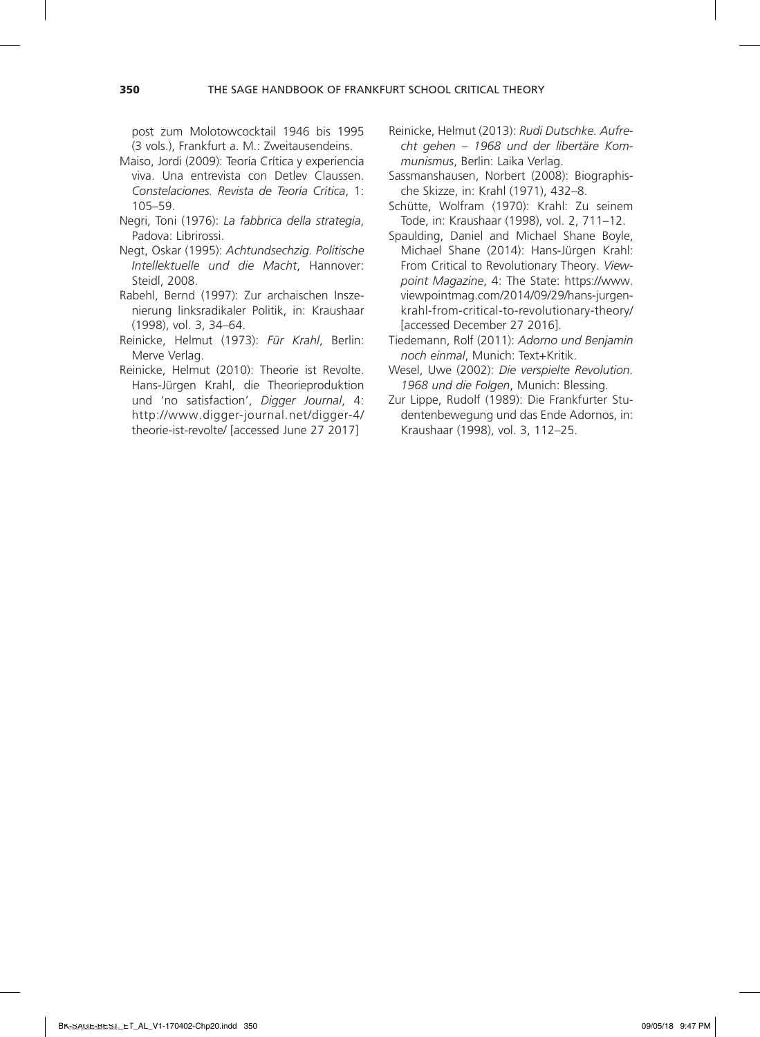post zum Molotowcocktail 1946 bis 1995 (3 vols.), Frankfurt a. M.: Zweitausendeins.

Maiso, Jordi (2009): Teoría Crítica y experiencia viva. Una entrevista con Detlev Claussen. *Constelaciones. Revista de Teoría Crítica*, 1: 105–59.

Negri, Toni (1976): *La fabbrica della strategia*, Padova: Librirossi.

Negt, Oskar (1995): *Achtundsechzig. Politische Intellektuelle und die Macht*, Hannover: Steidl, 2008.

Rabehl, Bernd (1997): Zur archaischen Inszenierung linksradikaler Politik, in: Kraushaar (1998), vol. 3, 34–64.

Reinicke, Helmut (1973): *Für Krahl*, Berlin: Merve Verlag.

Reinicke, Helmut (2010): Theorie ist Revolte. Hans-Jürgen Krahl, die Theorieproduktion und 'no satisfaction', *Digger Journal*, 4: http://www.digger-journal.net/digger-4/theorie-ist-revolte/ [accessed June 27 2017]

Reinicke, Helmut (2013): *Rudi Dutschke. Aufrecht gehen – 1968 und der libertäre Kommunismus*, Berlin: Laika Verlag.

Sassmanshausen, Norbert (2008): Biographische Skizze, in: Krahl (1971), 432–8.

Schütte, Wolfram (1970): Krahl: Zu seinem Tode, in: Kraushaar (1998), vol. 2, 711–12.

Spaulding, Daniel and Michael Shane Boyle, Michael Shane (2014): Hans-Jürgen Krahl: From Critical to Revolutionary Theory. *Viewpoint Magazine*, 4: The State: https://www.viewpointmag.com/2014/09/29/hans-jurgen-krahl-from-critical-to-revolutionary-theory/ [accessed December 27 2016].

Tiedemann, Rolf (2011): *Adorno und Benjamin noch einmal*, Munich: Text+Kritik.

Wesel, Uwe (2002): *Die verspielte Revolution. 1968 und die Folgen*, Munich: Blessing.

Zur Lippe, Rudolf (1989): Die Frankfurter Studentenbewegung und das Ende Adornos, in: Kraushaar (1998), vol. 3, 112–25.